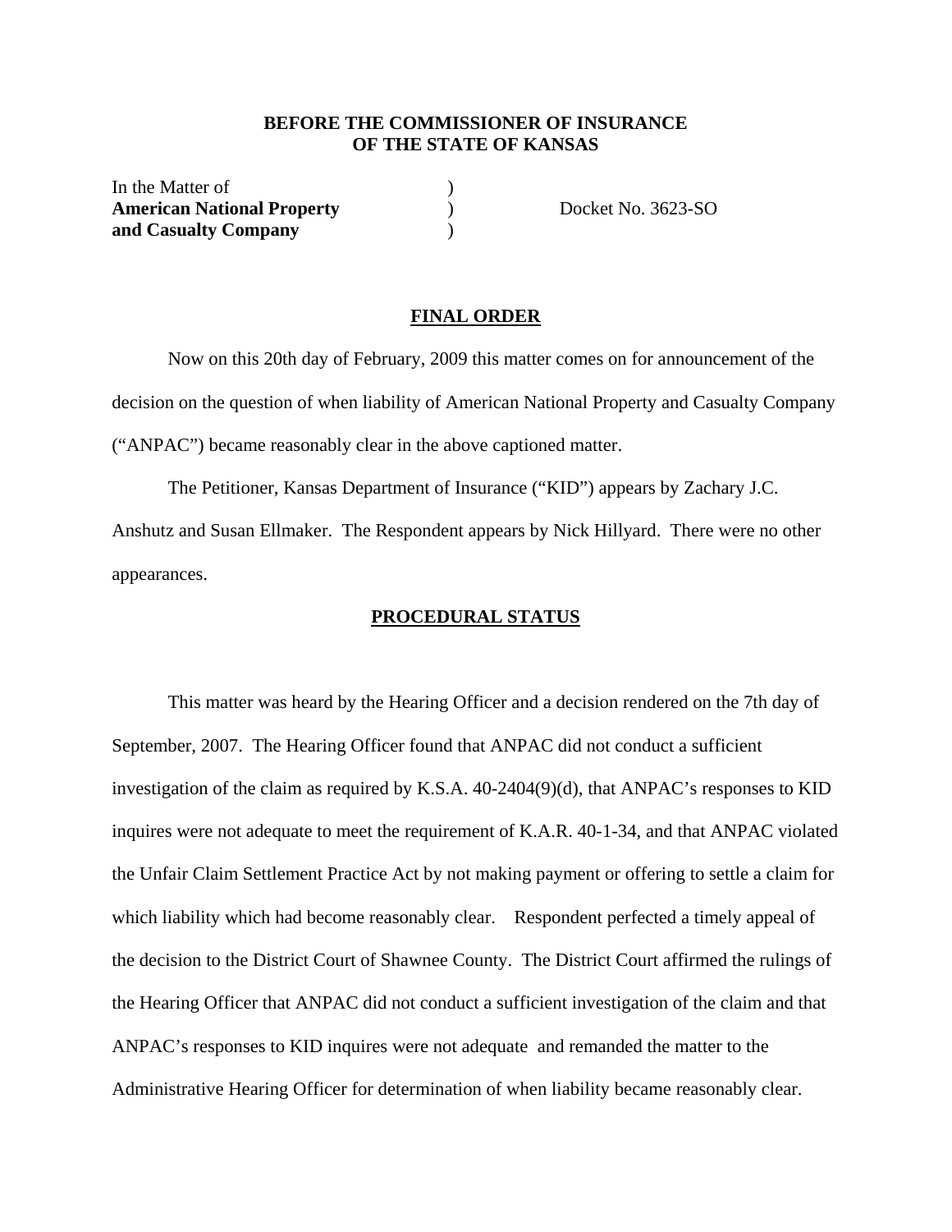**BEFORE THE COMMISSIONER OF INSURANCE**
**OF THE STATE OF KANSAS**

| | | |
|---|---|---|
| In the Matter of | ) | |
| **American National Property** | ) | Docket No. 3623-SO |
| **and Casualty Company** | ) | |

## FINAL ORDER

Now on this 20th day of February, 2009 this matter comes on for announcement of the decision on the question of when liability of American National Property and Casualty Company ("ANPAC") became reasonably clear in the above captioned matter.

The Petitioner, Kansas Department of Insurance ("KID") appears by Zachary J.C. Anshutz and Susan Ellmaker. The Respondent appears by Nick Hillyard. There were no other appearances.

## PROCEDURAL STATUS

This matter was heard by the Hearing Officer and a decision rendered on the 7th day of September, 2007. The Hearing Officer found that ANPAC did not conduct a sufficient investigation of the claim as required by K.S.A. 40-2404(9)(d), that ANPAC's responses to KID inquires were not adequate to meet the requirement of K.A.R. 40-1-34, and that ANPAC violated the Unfair Claim Settlement Practice Act by not making payment or offering to settle a claim for which liability which had become reasonably clear. Respondent perfected a timely appeal of the decision to the District Court of Shawnee County. The District Court affirmed the rulings of the Hearing Officer that ANPAC did not conduct a sufficient investigation of the claim and that ANPAC's responses to KID inquires were not adequate and remanded the matter to the Administrative Hearing Officer for determination of when liability became reasonably clear.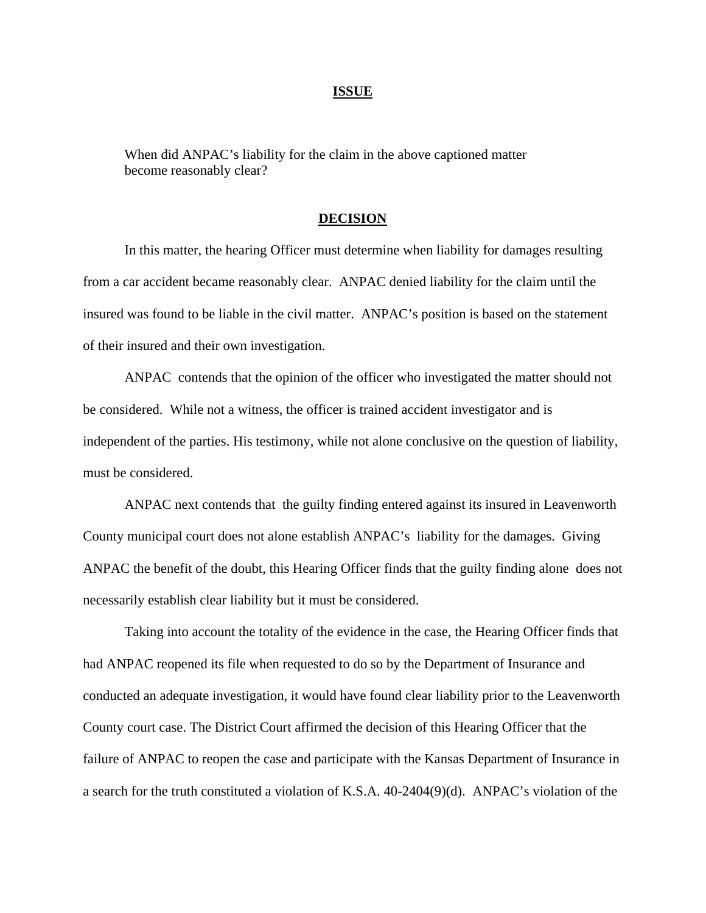## ISSUE

When did ANPAC's liability for the claim in the above captioned matter become reasonably clear?

## DECISION

In this matter, the hearing Officer must determine when liability for damages resulting from a car accident became reasonably clear. ANPAC denied liability for the claim until the insured was found to be liable in the civil matter. ANPAC's position is based on the statement of their insured and their own investigation.

ANPAC contends that the opinion of the officer who investigated the matter should not be considered. While not a witness, the officer is trained accident investigator and is independent of the parties. His testimony, while not alone conclusive on the question of liability, must be considered.

ANPAC next contends that the guilty finding entered against its insured in Leavenworth County municipal court does not alone establish ANPAC's liability for the damages. Giving ANPAC the benefit of the doubt, this Hearing Officer finds that the guilty finding alone does not necessarily establish clear liability but it must be considered.

Taking into account the totality of the evidence in the case, the Hearing Officer finds that had ANPAC reopened its file when requested to do so by the Department of Insurance and conducted an adequate investigation, it would have found clear liability prior to the Leavenworth County court case. The District Court affirmed the decision of this Hearing Officer that the failure of ANPAC to reopen the case and participate with the Kansas Department of Insurance in a search for the truth constituted a violation of K.S.A. 40-2404(9)(d). ANPAC's violation of the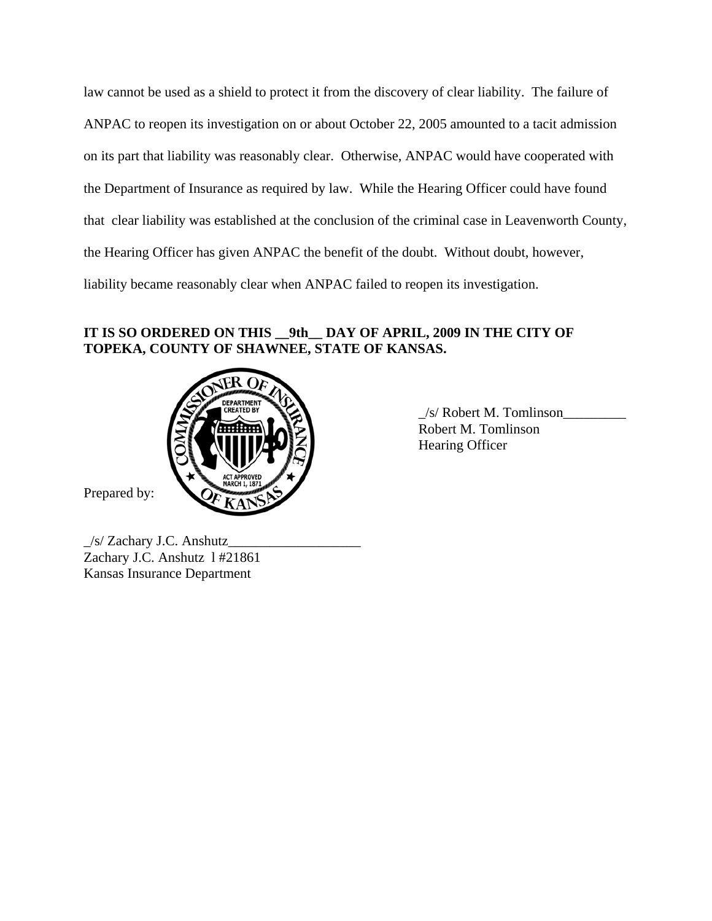law cannot be used as a shield to protect it from the discovery of clear liability. The failure of ANPAC to reopen its investigation on or about October 22, 2005 amounted to a tacit admission on its part that liability was reasonably clear. Otherwise, ANPAC would have cooperated with the Department of Insurance as required by law. While the Hearing Officer could have found that clear liability was established at the conclusion of the criminal case in Leavenworth County, the Hearing Officer has given ANPAC the benefit of the doubt. Without doubt, however, liability became reasonably clear when ANPAC failed to reopen its investigation.

**IT IS SO ORDERED ON THIS __9th__ DAY OF APRIL, 2009 IN THE CITY OF TOPEKA, COUNTY OF SHAWNEE, STATE OF KANSAS.**

_/s/ Robert M. Tomlinson_________
Robert M. Tomlinson
Hearing Officer

Prepared by:

_/s/ Zachary J.C. Anshutz___________________
Zachary J.C. Anshutz l #21861
Kansas Insurance Department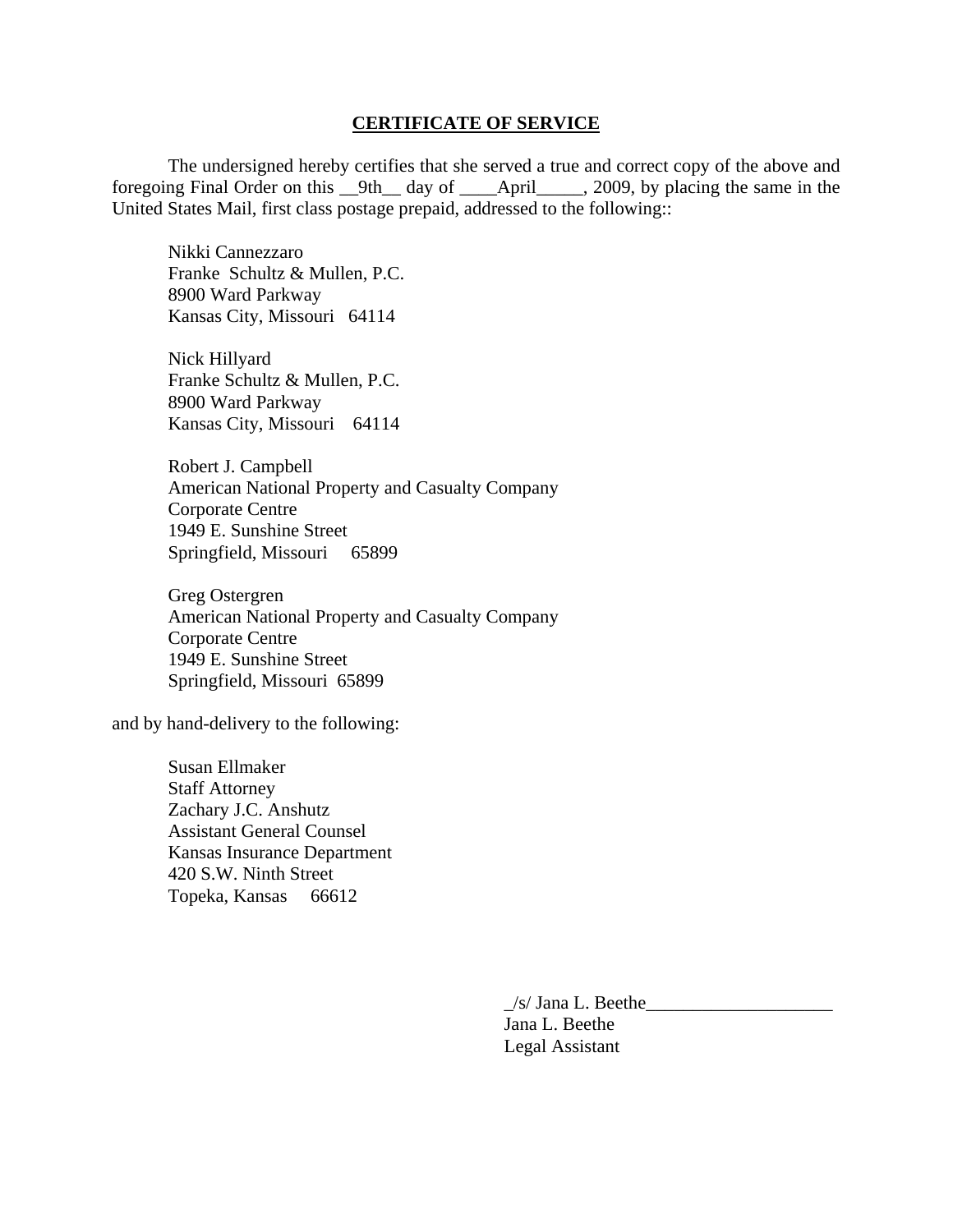**CERTIFICATE OF SERVICE**

The undersigned hereby certifies that she served a true and correct copy of the above and foregoing Final Order on this __9th__ day of ____April_____, 2009, by placing the same in the United States Mail, first class postage prepaid, addressed to the following::

Nikki Cannezzaro
Franke Schultz & Mullen, P.C.
8900 Ward Parkway
Kansas City, Missouri 64114

Nick Hillyard
Franke Schultz & Mullen, P.C.
8900 Ward Parkway
Kansas City, Missouri 64114

Robert J. Campbell
American National Property and Casualty Company
Corporate Centre
1949 E. Sunshine Street
Springfield, Missouri 65899

Greg Ostergren
American National Property and Casualty Company
Corporate Centre
1949 E. Sunshine Street
Springfield, Missouri 65899

and by hand-delivery to the following:

Susan Ellmaker
Staff Attorney
Zachary J.C. Anshutz
Assistant General Counsel
Kansas Insurance Department
420 S.W. Ninth Street
Topeka, Kansas 66612

_/s/ Jana L. Beethe____________________
Jana L. Beethe
Legal Assistant